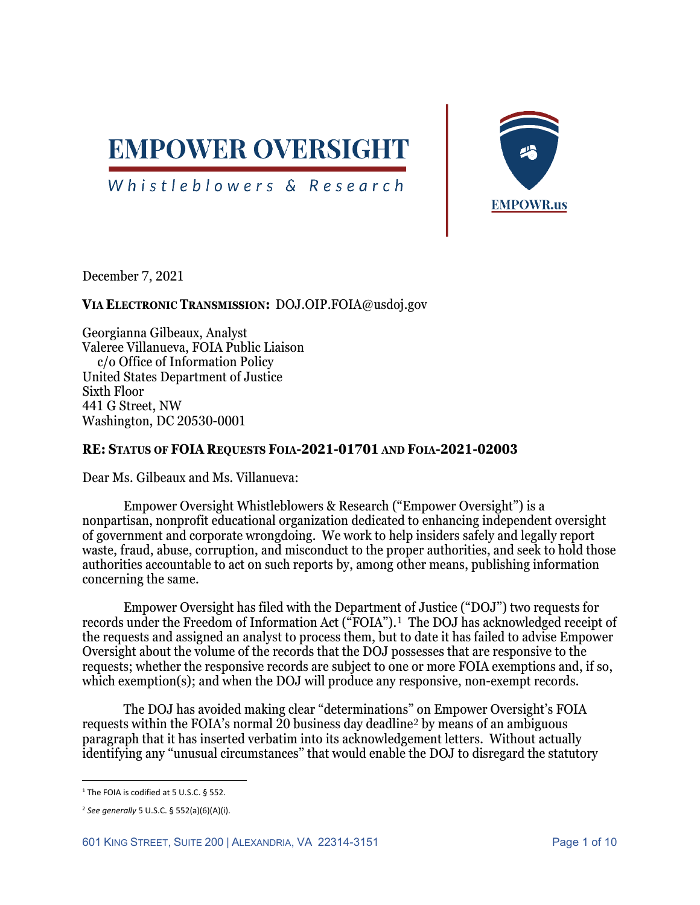# EMPOWER OVERSIGHT

Whistleblowers & Research

EMPOWR.us

December 7, 2021

**VIA ELECTRONIC TRANSMISSION:** DOJ.OIP.FOIA@usdoj.gov

Georgianna Gilbeaux, Analyst
Valeree Villanueva, FOIA Public Liaison
c/o Office of Information Policy
United States Department of Justice
Sixth Floor
441 G Street, NW
Washington, DC 20530-0001

**RE: STATUS OF FOIA REQUESTS FOIA-2021-01701 AND FOIA-2021-02003**

Dear Ms. Gilbeaux and Ms. Villanueva:

Empower Oversight Whistleblowers & Research ("Empower Oversight") is a nonpartisan, nonprofit educational organization dedicated to enhancing independent oversight of government and corporate wrongdoing. We work to help insiders safely and legally report waste, fraud, abuse, corruption, and misconduct to the proper authorities, and seek to hold those authorities accountable to act on such reports by, among other means, publishing information concerning the same.

Empower Oversight has filed with the Department of Justice ("DOJ") two requests for records under the Freedom of Information Act ("FOIA").[1] The DOJ has acknowledged receipt of the requests and assigned an analyst to process them, but to date it has failed to advise Empower Oversight about the volume of the records that the DOJ possesses that are responsive to the requests; whether the responsive records are subject to one or more FOIA exemptions and, if so, which exemption(s); and when the DOJ will produce any responsive, non-exempt records.

The DOJ has avoided making clear "determinations" on Empower Oversight's FOIA requests within the FOIA's normal 20 business day deadline[2] by means of an ambiguous paragraph that it has inserted verbatim into its acknowledgement letters. Without actually identifying any "unusual circumstances" that would enable the DOJ to disregard the statutory

---

[1] The FOIA is codified at 5 U.S.C. § 552.

[2] *See generally* 5 U.S.C. § 552(a)(6)(A)(i).

601 KING STREET, SUITE 200 | ALEXANDRIA, VA 22314-3151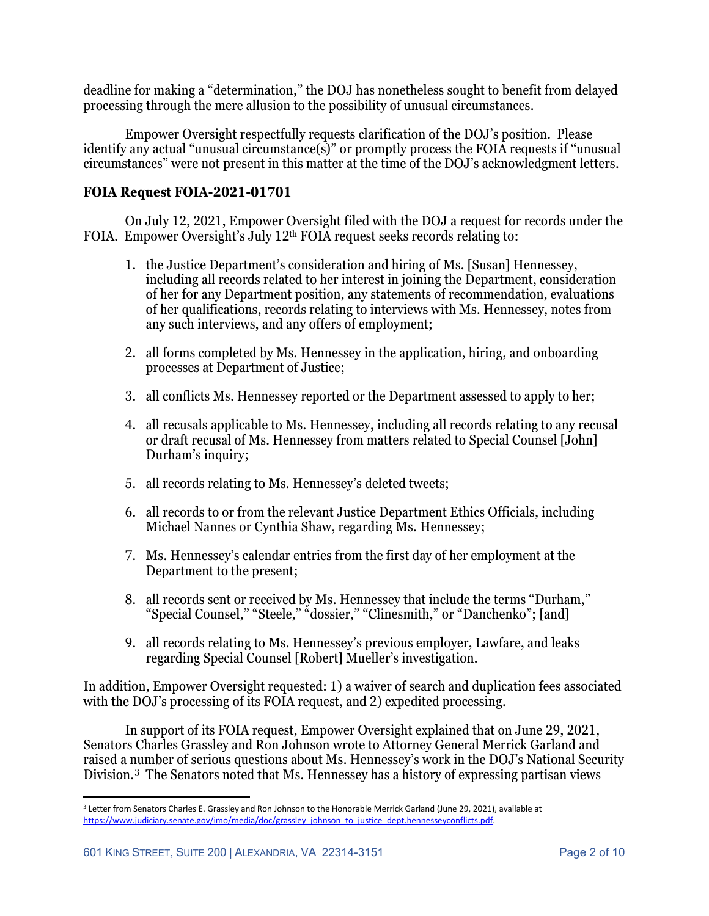deadline for making a "determination," the DOJ has nonetheless sought to benefit from delayed processing through the mere allusion to the possibility of unusual circumstances.

Empower Oversight respectfully requests clarification of the DOJ's position. Please identify any actual "unusual circumstance(s)" or promptly process the FOIA requests if "unusual circumstances" were not present in this matter at the time of the DOJ's acknowledgment letters.

## FOIA Request FOIA-2021-01701

On July 12, 2021, Empower Oversight filed with the DOJ a request for records under the FOIA. Empower Oversight's July 12th FOIA request seeks records relating to:

1. the Justice Department's consideration and hiring of Ms. [Susan] Hennessey, including all records related to her interest in joining the Department, consideration of her for any Department position, any statements of recommendation, evaluations of her qualifications, records relating to interviews with Ms. Hennessey, notes from any such interviews, and any offers of employment;
2. all forms completed by Ms. Hennessey in the application, hiring, and onboarding processes at Department of Justice;
3. all conflicts Ms. Hennessey reported or the Department assessed to apply to her;
4. all recusals applicable to Ms. Hennessey, including all records relating to any recusal or draft recusal of Ms. Hennessey from matters related to Special Counsel [John] Durham's inquiry;
5. all records relating to Ms. Hennessey's deleted tweets;
6. all records to or from the relevant Justice Department Ethics Officials, including Michael Nannes or Cynthia Shaw, regarding Ms. Hennessey;
7. Ms. Hennessey's calendar entries from the first day of her employment at the Department to the present;
8. all records sent or received by Ms. Hennessey that include the terms "Durham," "Special Counsel," "Steele," "dossier," "Clinesmith," or "Danchenko"; [and]
9. all records relating to Ms. Hennessey's previous employer, Lawfare, and leaks regarding Special Counsel [Robert] Mueller's investigation.

In addition, Empower Oversight requested: 1) a waiver of search and duplication fees associated with the DOJ's processing of its FOIA request, and 2) expedited processing.

In support of its FOIA request, Empower Oversight explained that on June 29, 2021, Senators Charles Grassley and Ron Johnson wrote to Attorney General Merrick Garland and raised a number of serious questions about Ms. Hennessey's work in the DOJ's National Security Division.[3] The Senators noted that Ms. Hennessey has a history of expressing partisan views

[3] Letter from Senators Charles E. Grassley and Ron Johnson to the Honorable Merrick Garland (June 29, 2021), available at https://www.judiciary.senate.gov/imo/media/doc/grassley_johnson_to_justice_dept.hennesseyconflicts.pdf.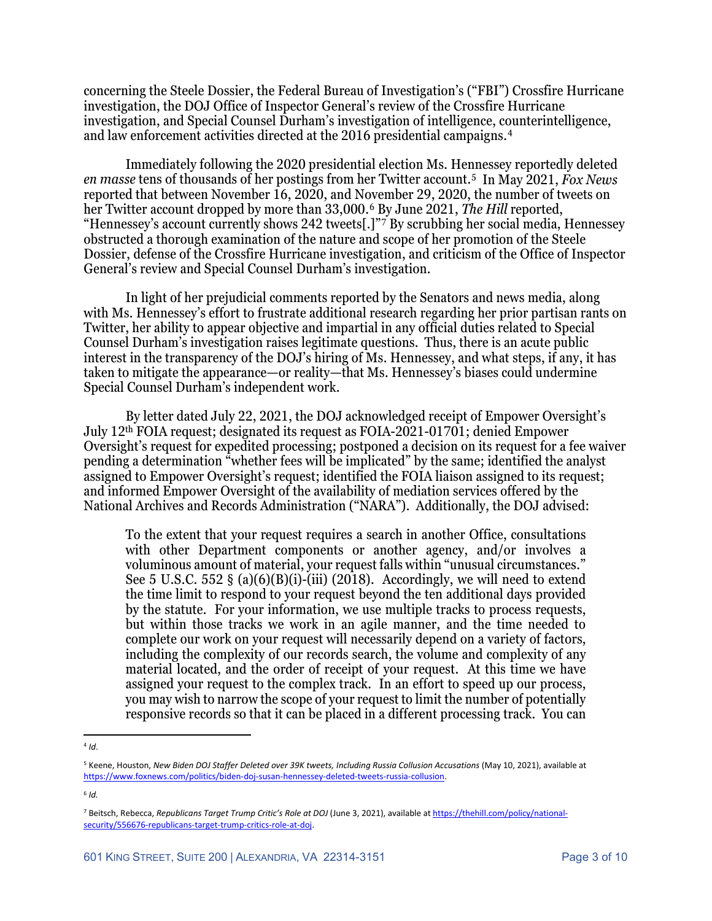concerning the Steele Dossier, the Federal Bureau of Investigation's ("FBI") Crossfire Hurricane investigation, the DOJ Office of Inspector General's review of the Crossfire Hurricane investigation, and Special Counsel Durham's investigation of intelligence, counterintelligence, and law enforcement activities directed at the 2016 presidential campaigns.[4]

Immediately following the 2020 presidential election Ms. Hennessey reportedly deleted *en masse* tens of thousands of her postings from her Twitter account.[5] In May 2021, *Fox News* reported that between November 16, 2020, and November 29, 2020, the number of tweets on her Twitter account dropped by more than 33,000.[6] By June 2021, *The Hill* reported, "Hennessey's account currently shows 242 tweets[.]"[7] By scrubbing her social media, Hennessey obstructed a thorough examination of the nature and scope of her promotion of the Steele Dossier, defense of the Crossfire Hurricane investigation, and criticism of the Office of Inspector General's review and Special Counsel Durham's investigation.

In light of her prejudicial comments reported by the Senators and news media, along with Ms. Hennessey's effort to frustrate additional research regarding her prior partisan rants on Twitter, her ability to appear objective and impartial in any official duties related to Special Counsel Durham's investigation raises legitimate questions. Thus, there is an acute public interest in the transparency of the DOJ's hiring of Ms. Hennessey, and what steps, if any, it has taken to mitigate the appearance—or reality—that Ms. Hennessey's biases could undermine Special Counsel Durham's independent work.

By letter dated July 22, 2021, the DOJ acknowledged receipt of Empower Oversight's July 12th FOIA request; designated its request as FOIA-2021-01701; denied Empower Oversight's request for expedited processing; postponed a decision on its request for a fee waiver pending a determination "whether fees will be implicated" by the same; identified the analyst assigned to Empower Oversight's request; identified the FOIA liaison assigned to its request; and informed Empower Oversight of the availability of mediation services offered by the National Archives and Records Administration ("NARA"). Additionally, the DOJ advised:

> To the extent that your request requires a search in another Office, consultations with other Department components or another agency, and/or involves a voluminous amount of material, your request falls within "unusual circumstances." See 5 U.S.C. 552 § (a)(6)(B)(i)-(iii) (2018). Accordingly, we will need to extend the time limit to respond to your request beyond the ten additional days provided by the statute. For your information, we use multiple tracks to process requests, but within those tracks we work in an agile manner, and the time needed to complete our work on your request will necessarily depend on a variety of factors, including the complexity of our records search, the volume and complexity of any material located, and the order of receipt of your request. At this time we have assigned your request to the complex track. In an effort to speed up our process, you may wish to narrow the scope of your request to limit the number of potentially responsive records so that it can be placed in a different processing track. You can

---

[4] *Id.*

[5] Keene, Houston, *New Biden DOJ Staffer Deleted over 39K tweets, Including Russia Collusion Accusations* (May 10, 2021), available at https://www.foxnews.com/politics/biden-doj-susan-hennessey-deleted-tweets-russia-collusion.

[6] *Id.*

[7] Beitsch, Rebecca, *Republicans Target Trump Critic's Role at DOJ* (June 3, 2021), available at https://thehill.com/policy/national-security/556676-republicans-target-trump-critics-role-at-doj.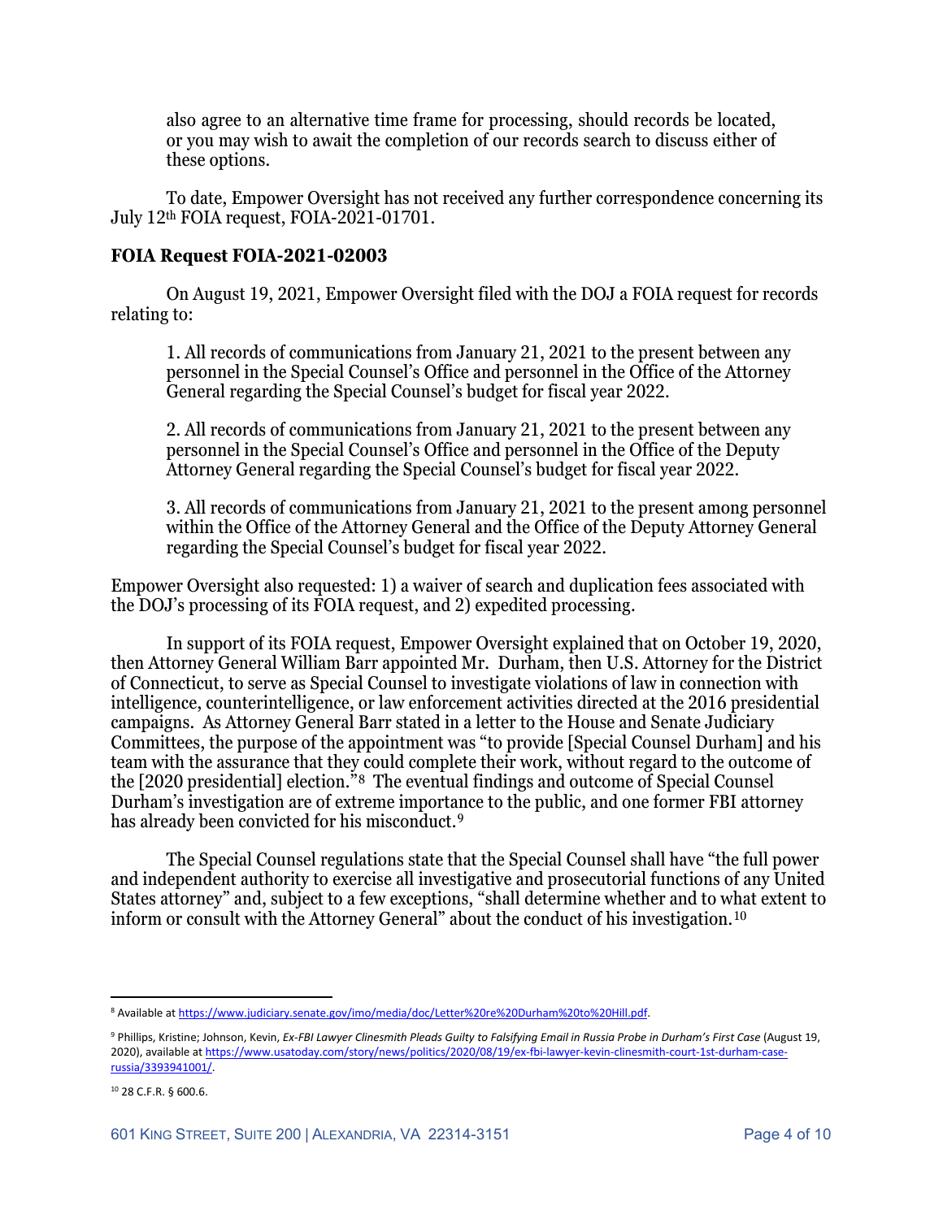also agree to an alternative time frame for processing, should records be located, or you may wish to await the completion of our records search to discuss either of these options.

To date, Empower Oversight has not received any further correspondence concerning its July 12th FOIA request, FOIA-2021-01701.

## FOIA Request FOIA-2021-02003

On August 19, 2021, Empower Oversight filed with the DOJ a FOIA request for records relating to:

1. All records of communications from January 21, 2021 to the present between any personnel in the Special Counsel's Office and personnel in the Office of the Attorney General regarding the Special Counsel's budget for fiscal year 2022.

2. All records of communications from January 21, 2021 to the present between any personnel in the Special Counsel's Office and personnel in the Office of the Deputy Attorney General regarding the Special Counsel's budget for fiscal year 2022.

3. All records of communications from January 21, 2021 to the present among personnel within the Office of the Attorney General and the Office of the Deputy Attorney General regarding the Special Counsel's budget for fiscal year 2022.

Empower Oversight also requested: 1) a waiver of search and duplication fees associated with the DOJ's processing of its FOIA request, and 2) expedited processing.

In support of its FOIA request, Empower Oversight explained that on October 19, 2020, then Attorney General William Barr appointed Mr. Durham, then U.S. Attorney for the District of Connecticut, to serve as Special Counsel to investigate violations of law in connection with intelligence, counterintelligence, or law enforcement activities directed at the 2016 presidential campaigns. As Attorney General Barr stated in a letter to the House and Senate Judiciary Committees, the purpose of the appointment was "to provide [Special Counsel Durham] and his team with the assurance that they could complete their work, without regard to the outcome of the [2020 presidential] election."[8] The eventual findings and outcome of Special Counsel Durham's investigation are of extreme importance to the public, and one former FBI attorney has already been convicted for his misconduct.[9]

The Special Counsel regulations state that the Special Counsel shall have "the full power and independent authority to exercise all investigative and prosecutorial functions of any United States attorney" and, subject to a few exceptions, "shall determine whether and to what extent to inform or consult with the Attorney General" about the conduct of his investigation.[10]

---

[8] Available at https://www.judiciary.senate.gov/imo/media/doc/Letter%20re%20Durham%20to%20Hill.pdf.

[9] Phillips, Kristine; Johnson, Kevin, *Ex-FBI Lawyer Clinesmith Pleads Guilty to Falsifying Email in Russia Probe in Durham's First Case* (August 19, 2020), available at https://www.usatoday.com/story/news/politics/2020/08/19/ex-fbi-lawyer-kevin-clinesmith-court-1st-durham-case-russia/3393941001/.

[10] 28 C.F.R. § 600.6.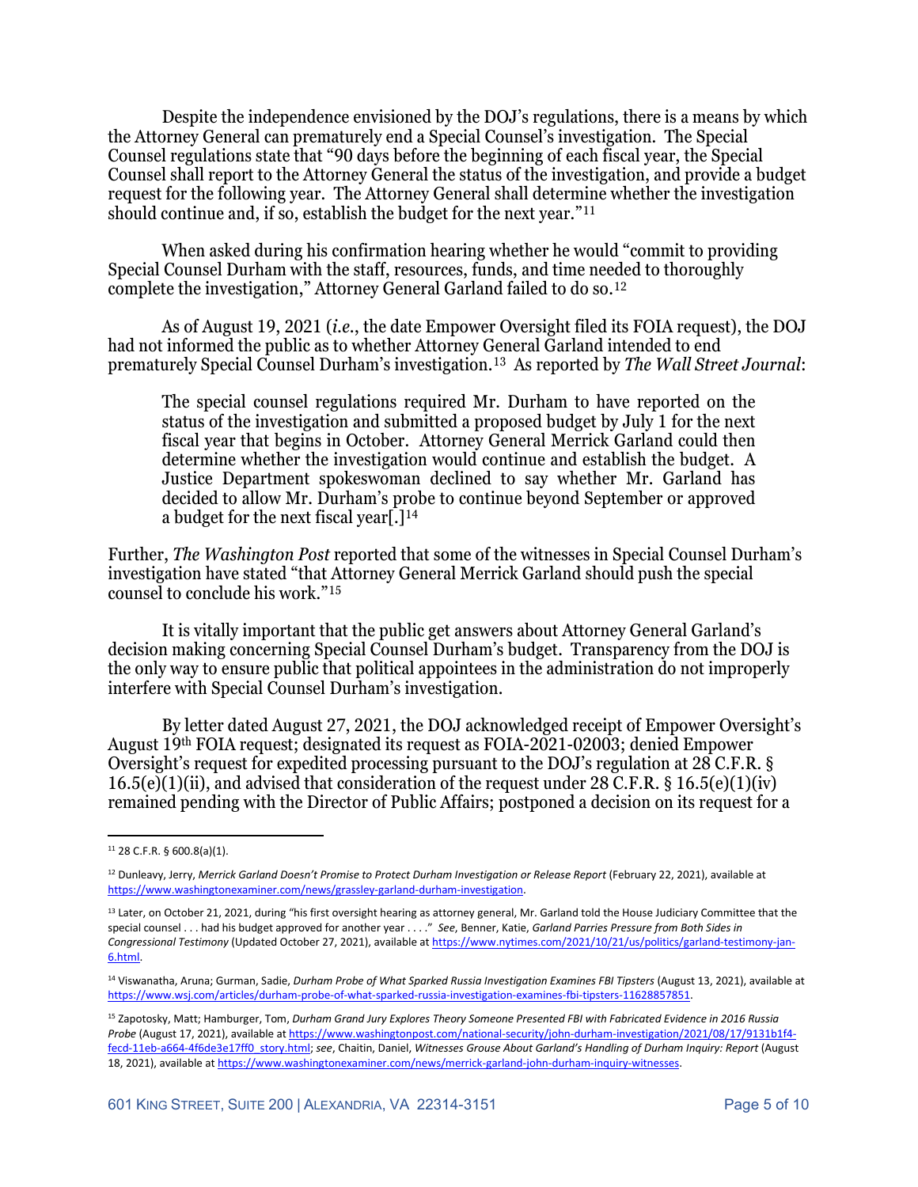Despite the independence envisioned by the DOJ's regulations, there is a means by which the Attorney General can prematurely end a Special Counsel's investigation. The Special Counsel regulations state that "90 days before the beginning of each fiscal year, the Special Counsel shall report to the Attorney General the status of the investigation, and provide a budget request for the following year. The Attorney General shall determine whether the investigation should continue and, if so, establish the budget for the next year."[11]

When asked during his confirmation hearing whether he would "commit to providing Special Counsel Durham with the staff, resources, funds, and time needed to thoroughly complete the investigation," Attorney General Garland failed to do so.[12]

As of August 19, 2021 (*i.e.*, the date Empower Oversight filed its FOIA request), the DOJ had not informed the public as to whether Attorney General Garland intended to end prematurely Special Counsel Durham's investigation.[13] As reported by *The Wall Street Journal*:

> The special counsel regulations required Mr. Durham to have reported on the status of the investigation and submitted a proposed budget by July 1 for the next fiscal year that begins in October. Attorney General Merrick Garland could then determine whether the investigation would continue and establish the budget. A Justice Department spokeswoman declined to say whether Mr. Garland has decided to allow Mr. Durham's probe to continue beyond September or approved a budget for the next fiscal year[.][14]

Further, *The Washington Post* reported that some of the witnesses in Special Counsel Durham's investigation have stated "that Attorney General Merrick Garland should push the special counsel to conclude his work."[15]

It is vitally important that the public get answers about Attorney General Garland's decision making concerning Special Counsel Durham's budget. Transparency from the DOJ is the only way to ensure public that political appointees in the administration do not improperly interfere with Special Counsel Durham's investigation.

By letter dated August 27, 2021, the DOJ acknowledged receipt of Empower Oversight's August 19th FOIA request; designated its request as FOIA-2021-02003; denied Empower Oversight's request for expedited processing pursuant to the DOJ's regulation at 28 C.F.R. § 16.5(e)(1)(ii), and advised that consideration of the request under 28 C.F.R. § 16.5(e)(1)(iv) remained pending with the Director of Public Affairs; postponed a decision on its request for a

---

[11] 28 C.F.R. § 600.8(a)(1).

[12] Dunleavy, Jerry, *Merrick Garland Doesn't Promise to Protect Durham Investigation or Release Report* (February 22, 2021), available at https://www.washingtonexaminer.com/news/grassley-garland-durham-investigation.

[13] Later, on October 21, 2021, during "his first oversight hearing as attorney general, Mr. Garland told the House Judiciary Committee that the special counsel . . . had his budget approved for another year . . . ." *See*, Benner, Katie, *Garland Parries Pressure from Both Sides in Congressional Testimony* (Updated October 27, 2021), available at https://www.nytimes.com/2021/10/21/us/politics/garland-testimony-jan-6.html.

[14] Viswanatha, Aruna; Gurman, Sadie, *Durham Probe of What Sparked Russia Investigation Examines FBI Tipsters* (August 13, 2021), available at https://www.wsj.com/articles/durham-probe-of-what-sparked-russia-investigation-examines-fbi-tipsters-11628857851.

[15] Zapotosky, Matt; Hamburger, Tom, *Durham Grand Jury Explores Theory Someone Presented FBI with Fabricated Evidence in 2016 Russia Probe* (August 17, 2021), available at https://www.washingtonpost.com/national-security/john-durham-investigation/2021/08/17/9131b1f4-fecd-11eb-a664-4f6de3e17ff0_story.html; *see*, Chaitin, Daniel, *Witnesses Grouse About Garland's Handling of Durham Inquiry: Report* (August 18, 2021), available at https://www.washingtonexaminer.com/news/merrick-garland-john-durham-inquiry-witnesses.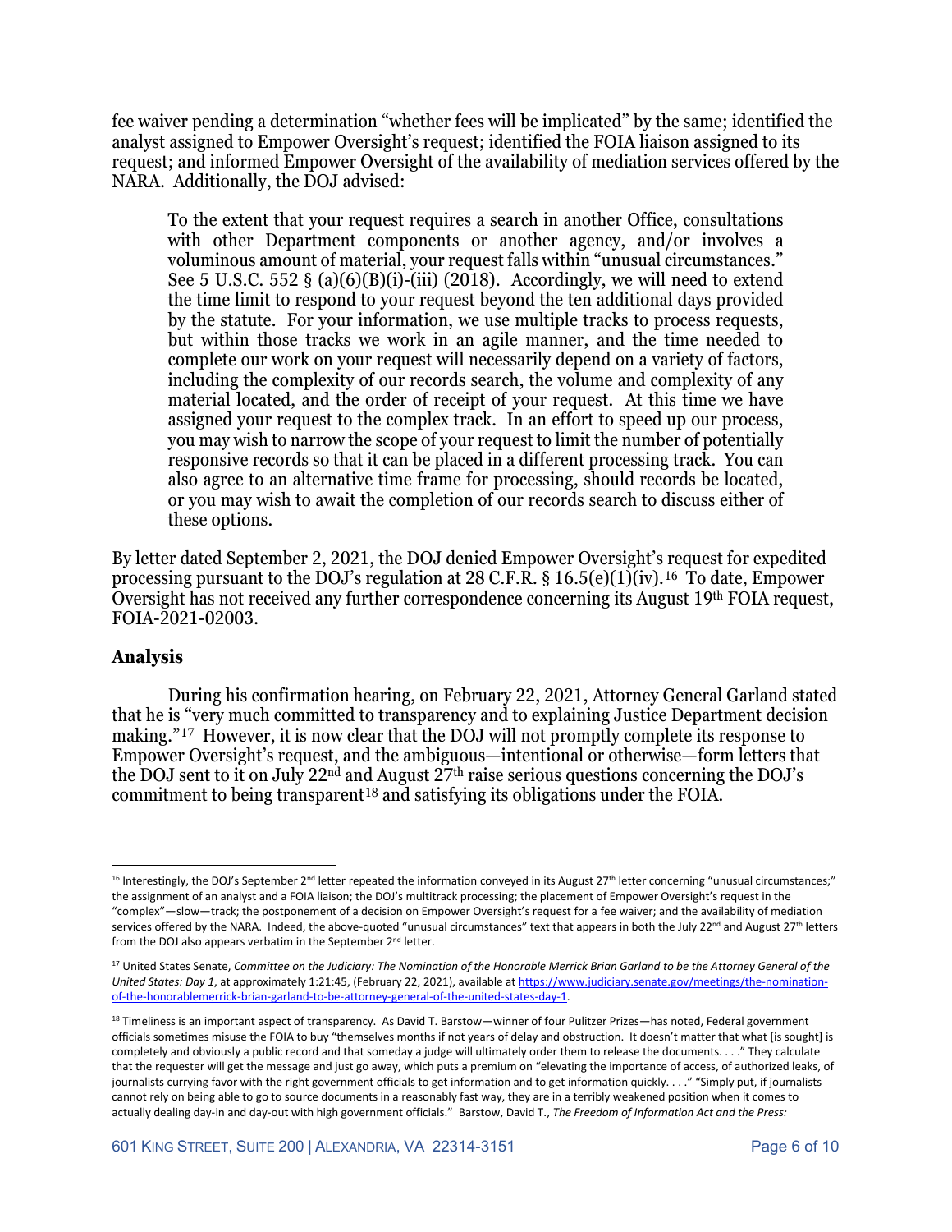fee waiver pending a determination "whether fees will be implicated" by the same; identified the analyst assigned to Empower Oversight's request; identified the FOIA liaison assigned to its request; and informed Empower Oversight of the availability of mediation services offered by the NARA. Additionally, the DOJ advised:

> To the extent that your request requires a search in another Office, consultations with other Department components or another agency, and/or involves a voluminous amount of material, your request falls within "unusual circumstances." See 5 U.S.C. 552 § (a)(6)(B)(i)-(iii) (2018). Accordingly, we will need to extend the time limit to respond to your request beyond the ten additional days provided by the statute. For your information, we use multiple tracks to process requests, but within those tracks we work in an agile manner, and the time needed to complete our work on your request will necessarily depend on a variety of factors, including the complexity of our records search, the volume and complexity of any material located, and the order of receipt of your request. At this time we have assigned your request to the complex track. In an effort to speed up our process, you may wish to narrow the scope of your request to limit the number of potentially responsive records so that it can be placed in a different processing track. You can also agree to an alternative time frame for processing, should records be located, or you may wish to await the completion of our records search to discuss either of these options.

By letter dated September 2, 2021, the DOJ denied Empower Oversight's request for expedited processing pursuant to the DOJ's regulation at 28 C.F.R. § 16.5(e)(1)(iv).[16] To date, Empower Oversight has not received any further correspondence concerning its August 19th FOIA request, FOIA-2021-02003.

## Analysis

During his confirmation hearing, on February 22, 2021, Attorney General Garland stated that he is "very much committed to transparency and to explaining Justice Department decision making."[17] However, it is now clear that the DOJ will not promptly complete its response to Empower Oversight's request, and the ambiguous—intentional or otherwise—form letters that the DOJ sent to it on July 22nd and August 27th raise serious questions concerning the DOJ's commitment to being transparent[18] and satisfying its obligations under the FOIA.

---

[16] Interestingly, the DOJ's September 2nd letter repeated the information conveyed in its August 27th letter concerning "unusual circumstances;" the assignment of an analyst and a FOIA liaison; the DOJ's multitrack processing; the placement of Empower Oversight's request in the "complex"—slow—track; the postponement of a decision on Empower Oversight's request for a fee waiver; and the availability of mediation services offered by the NARA. Indeed, the above-quoted "unusual circumstances" text that appears in both the July 22nd and August 27th letters from the DOJ also appears verbatim in the September 2nd letter.

[17] United States Senate, *Committee on the Judiciary: The Nomination of the Honorable Merrick Brian Garland to be the Attorney General of the United States: Day 1*, at approximately 1:21:45, (February 22, 2021), available at https://www.judiciary.senate.gov/meetings/the-nomination-of-the-honorablemerrick-brian-garland-to-be-attorney-general-of-the-united-states-day-1.

[18] Timeliness is an important aspect of transparency. As David T. Barstow—winner of four Pulitzer Prizes—has noted, Federal government officials sometimes misuse the FOIA to buy "themselves months if not years of delay and obstruction. It doesn't matter that what [is sought] is completely and obviously a public record and that someday a judge will ultimately order them to release the documents. . . ." They calculate that the requester will get the message and just go away, which puts a premium on "elevating the importance of access, of authorized leaks, of journalists currying favor with the right government officials to get information and to get information quickly. . . ." "Simply put, if journalists cannot rely on being able to go to source documents in a reasonably fast way, they are in a terribly weakened position when it comes to actually dealing day-in and day-out with high government officials." Barstow, David T., *The Freedom of Information Act and the Press:*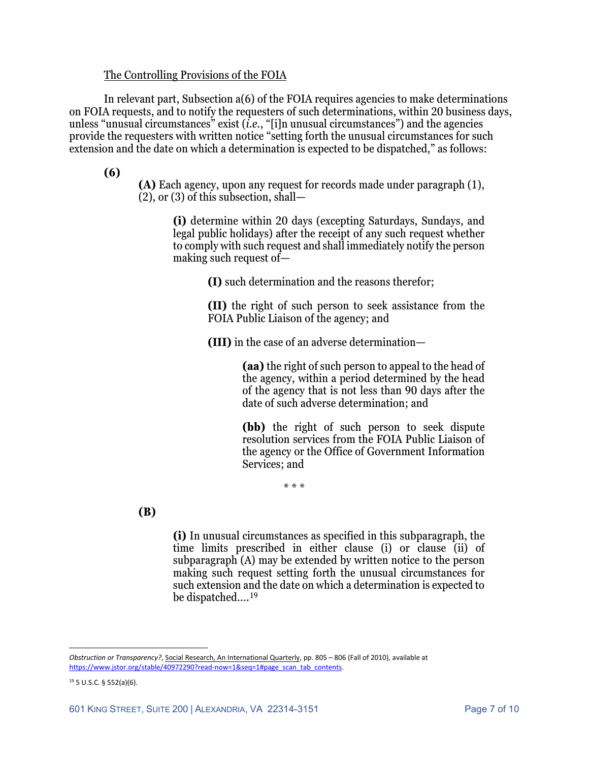The Controlling Provisions of the FOIA

In relevant part, Subsection a(6) of the FOIA requires agencies to make determinations on FOIA requests, and to notify the requesters of such determinations, within 20 business days, unless "unusual circumstances" exist (*i.e.*, "[i]n unusual circumstances") and the agencies provide the requesters with written notice "setting forth the unusual circumstances for such extension and the date on which a determination is expected to be dispatched," as follows:

> **(6)**
>
> **(A)** Each agency, upon any request for records made under paragraph (1), (2), or (3) of this subsection, shall—
>
> **(i)** determine within 20 days (excepting Saturdays, Sundays, and legal public holidays) after the receipt of any such request whether to comply with such request and shall immediately notify the person making such request of—
>
> **(I)** such determination and the reasons therefor;
>
> **(II)** the right of such person to seek assistance from the FOIA Public Liaison of the agency; and
>
> **(III)** in the case of an adverse determination—
>
> **(aa)** the right of such person to appeal to the head of the agency, within a period determined by the head of the agency that is not less than 90 days after the date of such adverse determination; and
>
> **(bb)** the right of such person to seek dispute resolution services from the FOIA Public Liaison of the agency or the Office of Government Information Services; and
>
> \* \* \*
>
> **(B)**
>
> **(i)** In unusual circumstances as specified in this subparagraph, the time limits prescribed in either clause (i) or clause (ii) of subparagraph (A) may be extended by written notice to the person making such request setting forth the unusual circumstances for such extension and the date on which a determination is expected to be dispatched....[19]

---

*Obstruction or Transparency?*, Social Research, An International Quarterly, pp. 805 – 806 (Fall of 2010), available at https://www.jstor.org/stable/40972290?read-now=1&seq=1#page_scan_tab_contents.

[19] 5 U.S.C. § 552(a)(6).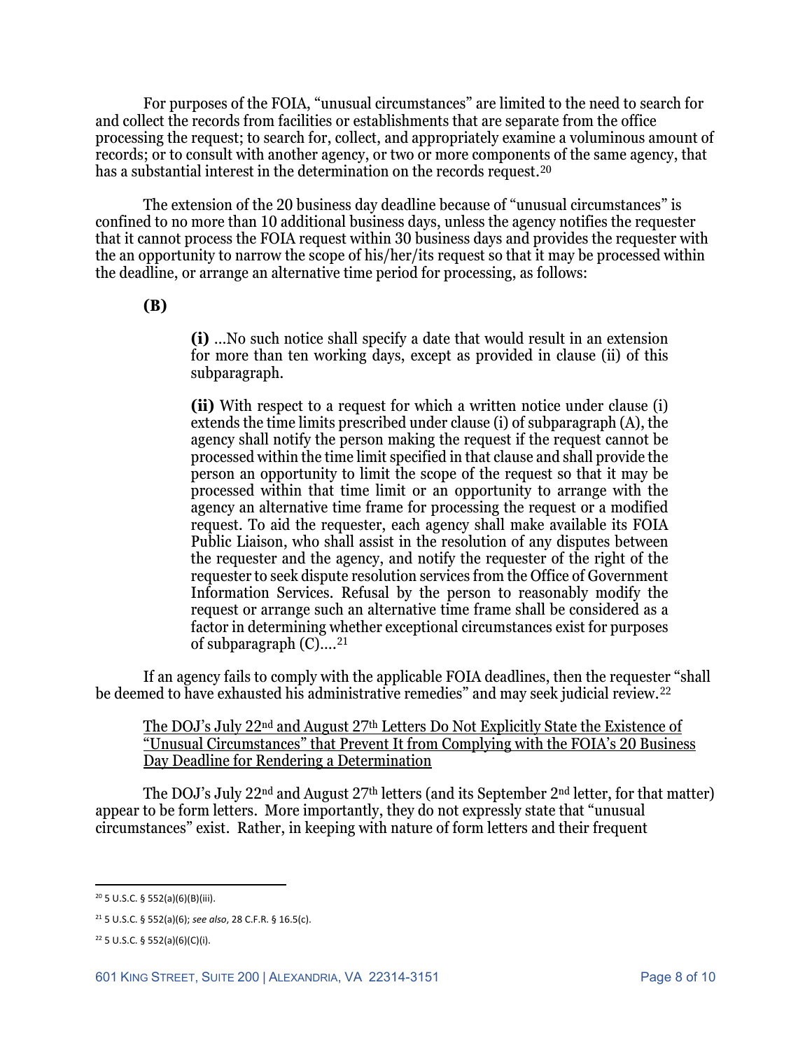For purposes of the FOIA, "unusual circumstances" are limited to the need to search for and collect the records from facilities or establishments that are separate from the office processing the request; to search for, collect, and appropriately examine a voluminous amount of records; or to consult with another agency, or two or more components of the same agency, that has a substantial interest in the determination on the records request.[20]

The extension of the 20 business day deadline because of "unusual circumstances" is confined to no more than 10 additional business days, unless the agency notifies the requester that it cannot process the FOIA request within 30 business days and provides the requester with the an opportunity to narrow the scope of his/her/its request so that it may be processed within the deadline, or arrange an alternative time period for processing, as follows:

> **(B)**
>
> **(i)** ...No such notice shall specify a date that would result in an extension for more than ten working days, except as provided in clause (ii) of this subparagraph.
>
> **(ii)** With respect to a request for which a written notice under clause (i) extends the time limits prescribed under clause (i) of subparagraph (A), the agency shall notify the person making the request if the request cannot be processed within the time limit specified in that clause and shall provide the person an opportunity to limit the scope of the request so that it may be processed within that time limit or an opportunity to arrange with the agency an alternative time frame for processing the request or a modified request. To aid the requester, each agency shall make available its FOIA Public Liaison, who shall assist in the resolution of any disputes between the requester and the agency, and notify the requester of the right of the requester to seek dispute resolution services from the Office of Government Information Services. Refusal by the person to reasonably modify the request or arrange such an alternative time frame shall be considered as a factor in determining whether exceptional circumstances exist for purposes of subparagraph (C)....[21]

If an agency fails to comply with the applicable FOIA deadlines, then the requester "shall be deemed to have exhausted his administrative remedies" and may seek judicial review.[22]

<u>The DOJ's July 22nd and August 27th Letters Do Not Explicitly State the Existence of "Unusual Circumstances" that Prevent It from Complying with the FOIA's 20 Business Day Deadline for Rendering a Determination</u>

The DOJ's July 22nd and August 27th letters (and its September 2nd letter, for that matter) appear to be form letters. More importantly, they do not expressly state that "unusual circumstances" exist. Rather, in keeping with nature of form letters and their frequent

---

[20] 5 U.S.C. § 552(a)(6)(B)(iii).

[21] 5 U.S.C. § 552(a)(6); *see also*, 28 C.F.R. § 16.5(c).

[22] 5 U.S.C. § 552(a)(6)(C)(i).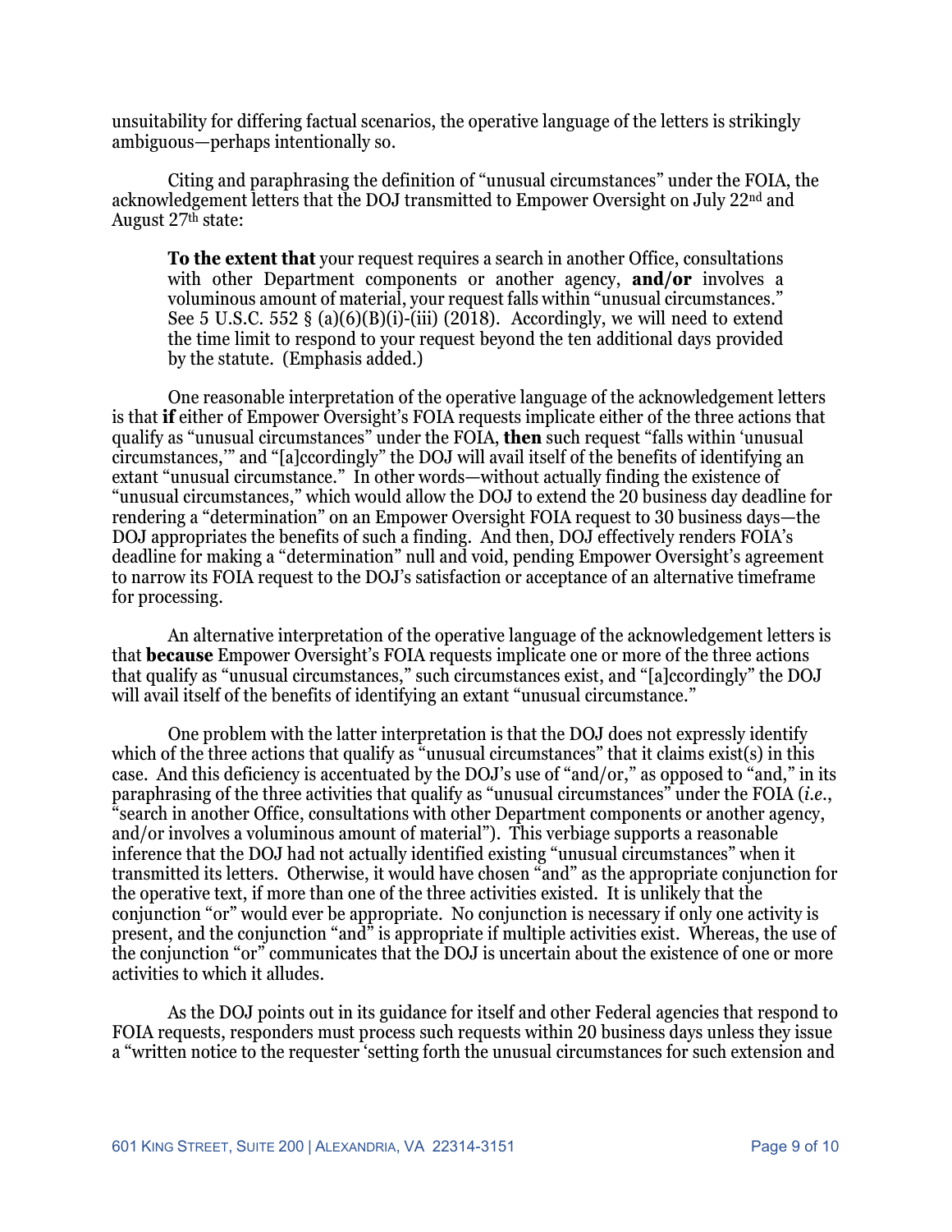unsuitability for differing factual scenarios, the operative language of the letters is strikingly ambiguous—perhaps intentionally so.

Citing and paraphrasing the definition of "unusual circumstances" under the FOIA, the acknowledgement letters that the DOJ transmitted to Empower Oversight on July 22[nd] and August 27[th] state:

> **To the extent that** your request requires a search in another Office, consultations with other Department components or another agency, **and/or** involves a voluminous amount of material, your request falls within "unusual circumstances." See 5 U.S.C. 552 § (a)(6)(B)(i)-(iii) (2018). Accordingly, we will need to extend the time limit to respond to your request beyond the ten additional days provided by the statute. (Emphasis added.)

One reasonable interpretation of the operative language of the acknowledgement letters is that **if** either of Empower Oversight's FOIA requests implicate either of the three actions that qualify as "unusual circumstances" under the FOIA, **then** such request "falls within 'unusual circumstances,'" and "[a]ccordingly" the DOJ will avail itself of the benefits of identifying an extant "unusual circumstance." In other words—without actually finding the existence of "unusual circumstances," which would allow the DOJ to extend the 20 business day deadline for rendering a "determination" on an Empower Oversight FOIA request to 30 business days—the DOJ appropriates the benefits of such a finding. And then, DOJ effectively renders FOIA's deadline for making a "determination" null and void, pending Empower Oversight's agreement to narrow its FOIA request to the DOJ's satisfaction or acceptance of an alternative timeframe for processing.

An alternative interpretation of the operative language of the acknowledgement letters is that **because** Empower Oversight's FOIA requests implicate one or more of the three actions that qualify as "unusual circumstances," such circumstances exist, and "[a]ccordingly" the DOJ will avail itself of the benefits of identifying an extant "unusual circumstance."

One problem with the latter interpretation is that the DOJ does not expressly identify which of the three actions that qualify as "unusual circumstances" that it claims exist(s) in this case. And this deficiency is accentuated by the DOJ's use of "and/or," as opposed to "and," in its paraphrasing of the three activities that qualify as "unusual circumstances" under the FOIA (*i.e.*, "search in another Office, consultations with other Department components or another agency, and/or involves a voluminous amount of material"). This verbiage supports a reasonable inference that the DOJ had not actually identified existing "unusual circumstances" when it transmitted its letters. Otherwise, it would have chosen "and" as the appropriate conjunction for the operative text, if more than one of the three activities existed. It is unlikely that the conjunction "or" would ever be appropriate. No conjunction is necessary if only one activity is present, and the conjunction "and" is appropriate if multiple activities exist. Whereas, the use of the conjunction "or" communicates that the DOJ is uncertain about the existence of one or more activities to which it alludes.

As the DOJ points out in its guidance for itself and other Federal agencies that respond to FOIA requests, responders must process such requests within 20 business days unless they issue a "written notice to the requester 'setting forth the unusual circumstances for such extension and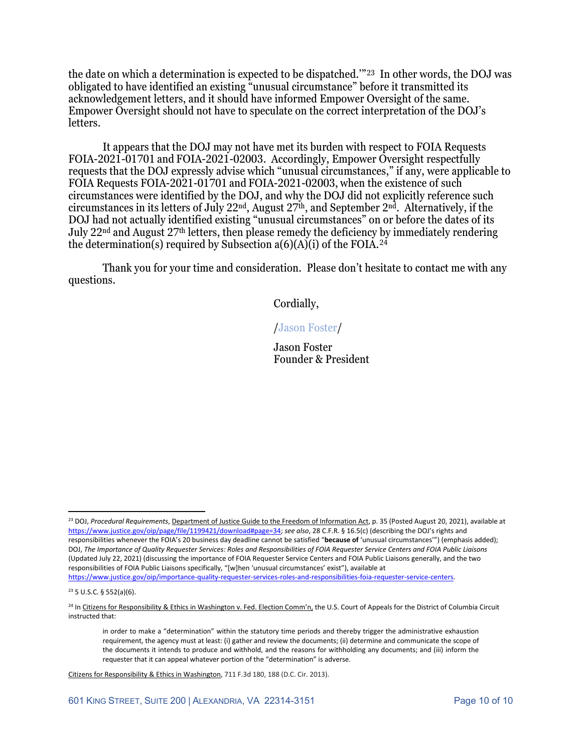the date on which a determination is expected to be dispatched.'"[23] In other words, the DOJ was obligated to have identified an existing "unusual circumstance" before it transmitted its acknowledgement letters, and it should have informed Empower Oversight of the same. Empower Oversight should not have to speculate on the correct interpretation of the DOJ's letters.

It appears that the DOJ may not have met its burden with respect to FOIA Requests FOIA-2021-01701 and FOIA-2021-02003. Accordingly, Empower Oversight respectfully requests that the DOJ expressly advise which "unusual circumstances," if any, were applicable to FOIA Requests FOIA-2021-01701 and FOIA-2021-02003, when the existence of such circumstances were identified by the DOJ, and why the DOJ did not explicitly reference such circumstances in its letters of July 22nd, August 27th, and September 2nd. Alternatively, if the DOJ had not actually identified existing "unusual circumstances" on or before the dates of its July 22nd and August 27th letters, then please remedy the deficiency by immediately rendering the determination(s) required by Subsection a(6)(A)(i) of the FOIA.[24]

Thank you for your time and consideration. Please don't hesitate to contact me with any questions.

Cordially,

/Jason Foster/

Jason Foster
Founder & President

---

[23] DOJ, *Procedural Requirements*, Department of Justice Guide to the Freedom of Information Act, p. 35 (Posted August 20, 2021), available at https://www.justice.gov/oip/page/file/1199421/download#page=34; *see also*, 28 C.F.R. § 16.5(c) (describing the DOJ's rights and responsibilities whenever the FOIA's 20 business day deadline cannot be satisfied "**because of** 'unusual circumstances'") (emphasis added); DOJ, *The Importance of Quality Requester Services: Roles and Responsibilities of FOIA Requester Service Centers and FOIA Public Liaisons* (Updated July 22, 2021) (discussing the importance of FOIA Requester Service Centers and FOIA Public Liaisons generally, and the two responsibilities of FOIA Public Liaisons specifically, "[w]hen 'unusual circumstances' exist"), available at https://www.justice.gov/oip/importance-quality-requester-services-roles-and-responsibilities-foia-requester-service-centers.

[23] 5 U.S.C. § 552(a)(6).

[24] In Citizens for Responsibility & Ethics in Washington v. Fed. Election Comm'n, the U.S. Court of Appeals for the District of Columbia Circuit instructed that:

> in order to make a "determination" within the statutory time periods and thereby trigger the administrative exhaustion requirement, the agency must at least: (i) gather and review the documents; (ii) determine and communicate the scope of the documents it intends to produce and withhold, and the reasons for withholding any documents; and (iii) inform the requester that it can appeal whatever portion of the "determination" is adverse.

Citizens for Responsibility & Ethics in Washington, 711 F.3d 180, 188 (D.C. Cir. 2013).

601 King Street, Suite 200 | Alexandria, VA 22314-3151